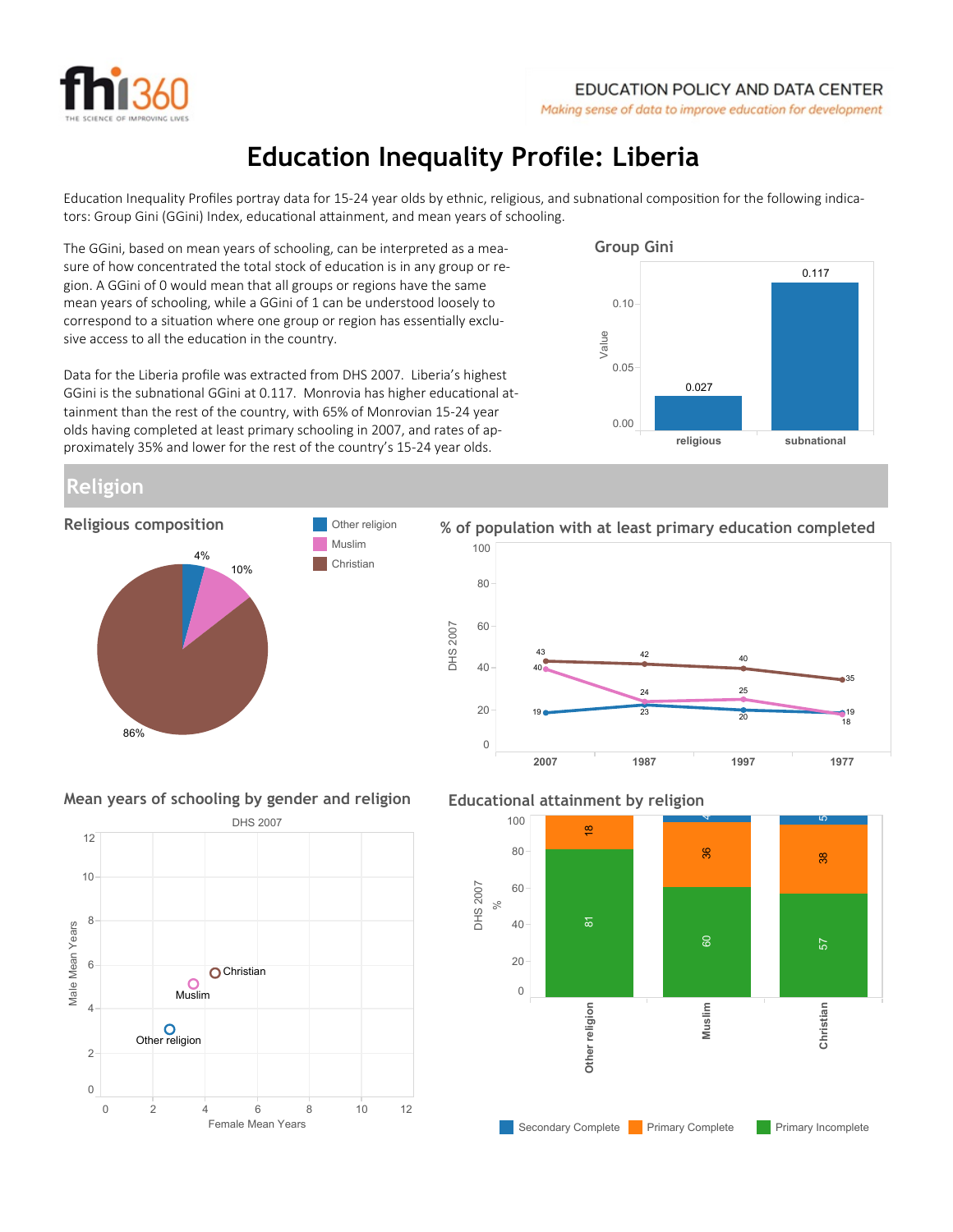EDUCATION POLICY AND DATA CENTER

*Making sense of data to improve education for development*

# Education Inequality Profile: Liberia

Education Inequality Profiles portray data for 15-24 year olds by ethnic, religious, and subnational composition for the following indicators: Group Gini (GGini) Index, educational attainment, and mean years of schooling.

The GGini, based on mean years of schooling, can be interpreted as a measure of how concentrated the total stock of education is in any group or region. A GGini of 0 would mean that all groups or regions have the same mean years of schooling, while a GGini of 1 can be understood loosely to correspond to a situation where one group or region has essentially exclusive access to all the education in the country.

Data for the Liberia profile was extracted from DHS 2007. Liberia's highest GGini is the subnational GGini at 0.117. Monrovia has higher educational attainment than the rest of the country, with 65% of Monrovian 15-24 year olds having completed at least primary schooling in 2007, and rates of approximately 35% and lower for the rest of the country's 15-24 year olds.

### Group Gini

| | religious | subnational |
|---|---|---|
| Value | 0.027 | 0.117 |

## Religion

### Religious composition

| Religion | % |
|---|---|
| Other religion | 4% |
| Muslim | 10% |
| Christian | 86% |

### % of population with at least primary education completed

DHS 2007

| | 2007 | 1987 | 1997 | 1977 |
|---|---|---|---|---|
| Christian | 43 | 42 | 40 | 35 |
| Muslim | 40 | 24 | 25 | 18 |
| Other religion | 19 | 23 | 20 | 19 |

### Mean years of schooling by gender and religion

DHS 2007

Male Mean Years vs. Female Mean Years: Christian, Muslim, Other religion

### Educational attainment by religion

DHS 2007 (%)

| | Other religion | Muslim | Christian |
|---|---|---|---|
| Secondary Complete | | 4 | 5 |
| Primary Complete | 18 | 36 | 38 |
| Primary Incomplete | 81 | 60 | 57 |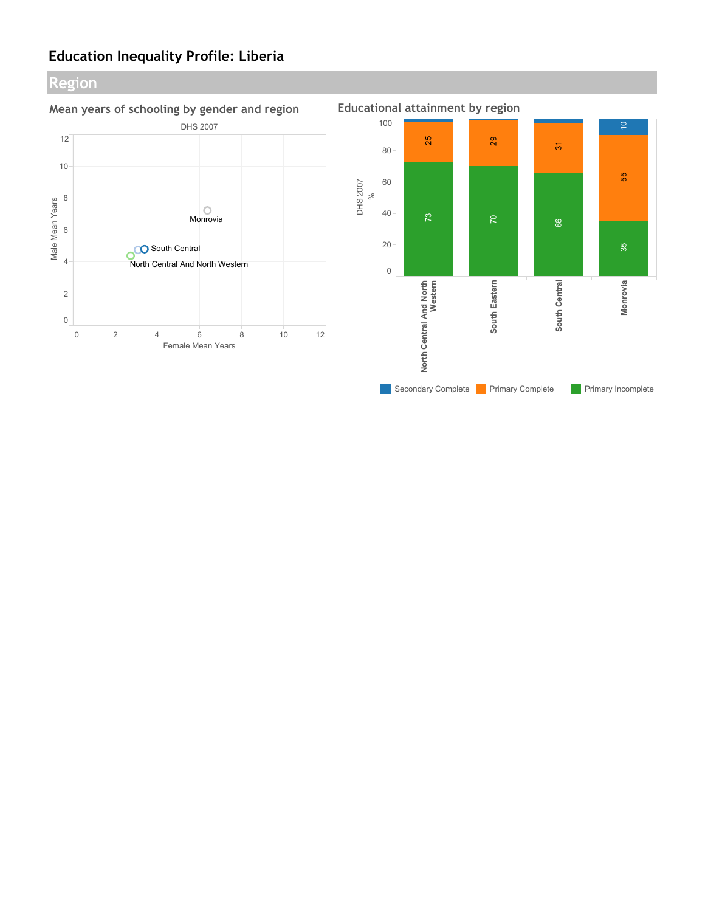## Education Inequality Profile: Liberia

## Region

### Mean years of schooling by gender and region

DHS 2007

Male Mean Years

12
10
8
6
4
2
0

Monrovia

South Central

North Central And North Western

0 2 4 6 8 10 12

Female Mean Years

### Educational attainment by region

DHS 2007
%

100
80
60
40
20
0

25
73

29
70

31
66

10
55
35

North Central And North Western

South Eastern

South Central

Monrovia

Secondary Complete
Primary Complete
Primary Incomplete